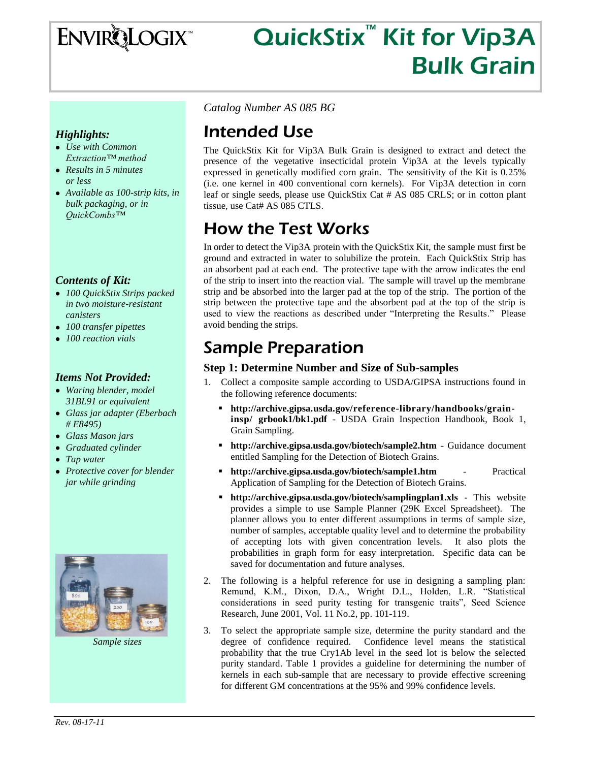# EnviroLogix™

# QuickStix™ Kit for Vip3A Bulk Grain

*Catalog Number AS 085 BG*

## Intended Use

The QuickStix Kit for Vip3A Bulk Grain is designed to extract and detect the presence of the vegetative insecticidal protein Vip3A at the levels typically expressed in genetically modified corn grain. The sensitivity of the Kit is 0.25% (i.e. one kernel in 400 conventional corn kernels). For Vip3A detection in corn leaf or single seeds, please use QuickStix Cat # AS 085 CRLS; or in cotton plant tissue, use Cat# AS 085 CTLS.

## How the Test Works

In order to detect the Vip3A protein with the QuickStix Kit, the sample must first be ground and extracted in water to solubilize the protein. Each QuickStix Strip has an absorbent pad at each end. The protective tape with the arrow indicates the end of the strip to insert into the reaction vial. The sample will travel up the membrane strip and be absorbed into the larger pad at the top of the strip. The portion of the strip between the protective tape and the absorbent pad at the top of the strip is used to view the reactions as described under "Interpreting the Results." Please avoid bending the strips.

## Sample Preparation

### Step 1: Determine Number and Size of Sub-samples

1. Collect a composite sample according to USDA/GIPSA instructions found in the following reference documents:
   - **http://archive.gipsa.usda.gov/reference-library/handbooks/grain-insp/ grbook1/bk1.pdf** - USDA Grain Inspection Handbook, Book 1, Grain Sampling.
   - **http://archive.gipsa.usda.gov/biotech/sample2.htm** - Guidance document entitled Sampling for the Detection of Biotech Grains.
   - **http://archive.gipsa.usda.gov/biotech/sample1.htm** - Practical Application of Sampling for the Detection of Biotech Grains.
   - **http://archive.gipsa.usda.gov/biotech/samplingplan1.xls -** This website provides a simple to use Sample Planner (29K Excel Spreadsheet). The planner allows you to enter different assumptions in terms of sample size, number of samples, acceptable quality level and to determine the probability of accepting lots with given concentration levels. It also plots the probabilities in graph form for easy interpretation. Specific data can be saved for documentation and future analyses.
2. The following is a helpful reference for use in designing a sampling plan: Remund, K.M., Dixon, D.A., Wright D.L., Holden, L.R. "Statistical considerations in seed purity testing for transgenic traits", Seed Science Research, June 2001, Vol. 11 No.2, pp. 101-119.
3. To select the appropriate sample size, determine the purity standard and the degree of confidence required. Confidence level means the statistical probability that the true Cry1Ab level in the seed lot is below the selected purity standard. Table 1 provides a guideline for determining the number of kernels in each sub-sample that are necessary to provide effective screening for different GM concentrations at the 95% and 99% confidence levels.

### *Highlights:*

- *Use with Common Extraction™ method*
- *Results in 5 minutes or less*
- *Available as 100-strip kits, in bulk packaging, or in QuickCombs™*

### *Contents of Kit:*

- *100 QuickStix Strips packed in two moisture-resistant canisters*
- *100 transfer pipettes*
- *100 reaction vials*

### *Items Not Provided:*

- *Waring blender, model 31BL91 or equivalent*
- *Glass jar adapter (Eberbach # E8495)*
- *Glass Mason jars*
- *Graduated cylinder*
- *Tap water*
- *Protective cover for blender jar while grinding*

*Sample sizes*

*Rev. 08-17-11*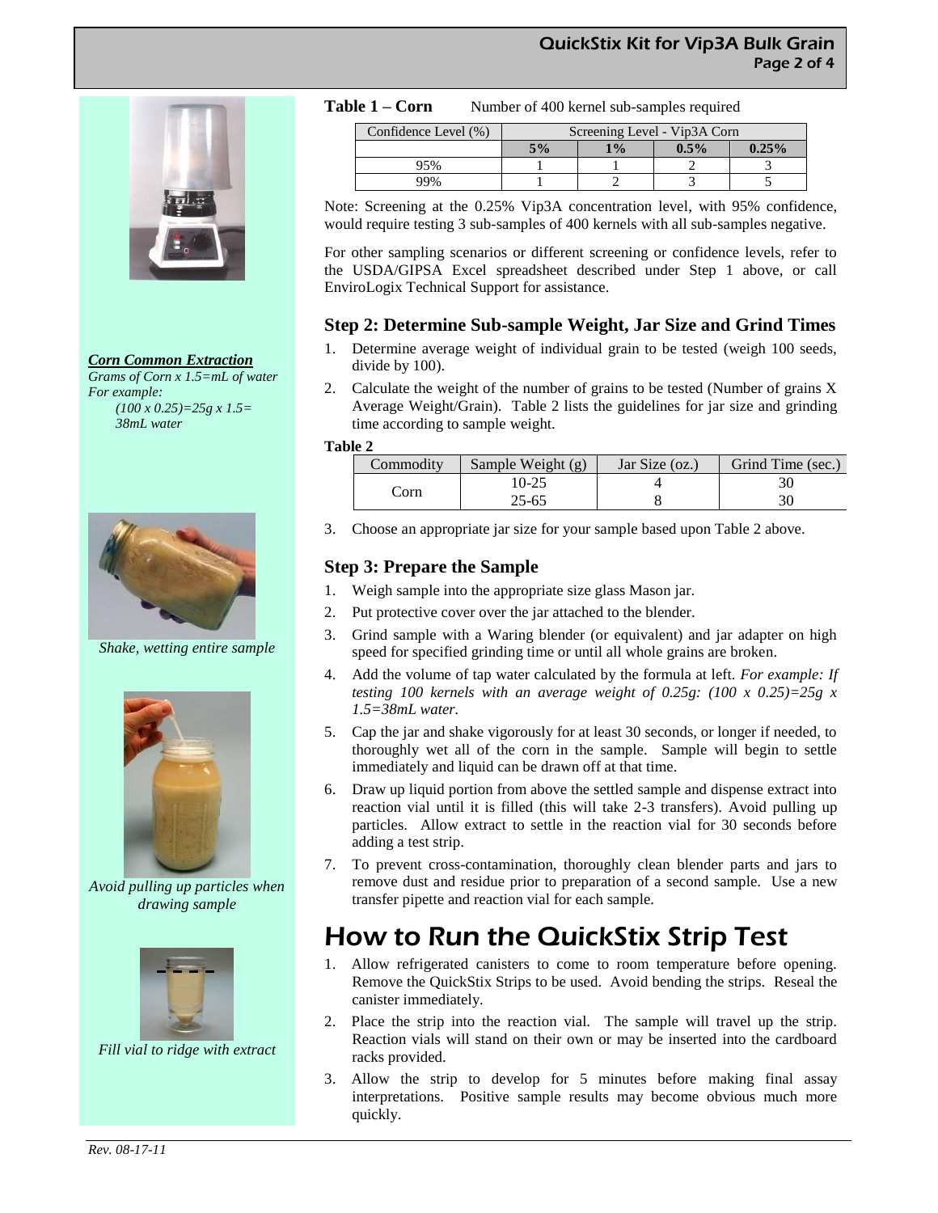**Table 1 – Corn** Number of 400 kernel sub-samples required

| Confidence Level (%) | Screening Level - Vip3A Corn | | | |
|---|---|---|---|---|
| | **5%** | **1%** | **0.5%** | **0.25%** |
| 95% | 1 | 1 | 2 | 3 |
| 99% | 1 | 2 | 3 | 5 |

Note: Screening at the 0.25% Vip3A concentration level, with 95% confidence, would require testing 3 sub-samples of 400 kernels with all sub-samples negative.

For other sampling scenarios or different screening or confidence levels, refer to the USDA/GIPSA Excel spreadsheet described under Step 1 above, or call EnviroLogix Technical Support for assistance.

## Step 2: Determine Sub-sample Weight, Jar Size and Grind Times

1. Determine average weight of individual grain to be tested (weigh 100 seeds, divide by 100).
2. Calculate the weight of the number of grains to be tested (Number of grains X Average Weight/Grain). Table 2 lists the guidelines for jar size and grinding time according to sample weight.

**Table 2**

| Commodity | Sample Weight (g) | Jar Size (oz.) | Grind Time (sec.) |
|---|---|---|---|
| Corn | 10-25 | 4 | 30 |
| | 25-65 | 8 | 30 |

3. Choose an appropriate jar size for your sample based upon Table 2 above.

**_Corn Common Extraction_**

*Grams of Corn x 1.5=mL of water*
*For example:*
*(100 x 0.25)=25g x 1.5= 38mL water*

## Step 3: Prepare the Sample

1. Weigh sample into the appropriate size glass Mason jar.
2. Put protective cover over the jar attached to the blender.
3. Grind sample with a Waring blender (or equivalent) and jar adapter on high speed for specified grinding time or until all whole grains are broken.
4. Add the volume of tap water calculated by the formula at left. *For example: If testing 100 kernels with an average weight of 0.25g: (100 x 0.25)=25g x 1.5=38mL water.*
5. Cap the jar and shake vigorously for at least 30 seconds, or longer if needed, to thoroughly wet all of the corn in the sample. Sample will begin to settle immediately and liquid can be drawn off at that time.
6. Draw up liquid portion from above the settled sample and dispense extract into reaction vial until it is filled (this will take 2-3 transfers). Avoid pulling up particles. Allow extract to settle in the reaction vial for 30 seconds before adding a test strip.
7. To prevent cross-contamination, thoroughly clean blender parts and jars to remove dust and residue prior to preparation of a second sample. Use a new transfer pipette and reaction vial for each sample.

*Shake, wetting entire sample*

*Avoid pulling up particles when drawing sample*

*Fill vial to ridge with extract*

# How to Run the QuickStix Strip Test

1. Allow refrigerated canisters to come to room temperature before opening. Remove the QuickStix Strips to be used. Avoid bending the strips. Reseal the canister immediately.
2. Place the strip into the reaction vial. The sample will travel up the strip. Reaction vials will stand on their own or may be inserted into the cardboard racks provided.
3. Allow the strip to develop for 5 minutes before making final assay interpretations. Positive sample results may become obvious much more quickly.

*Rev. 08-17-11*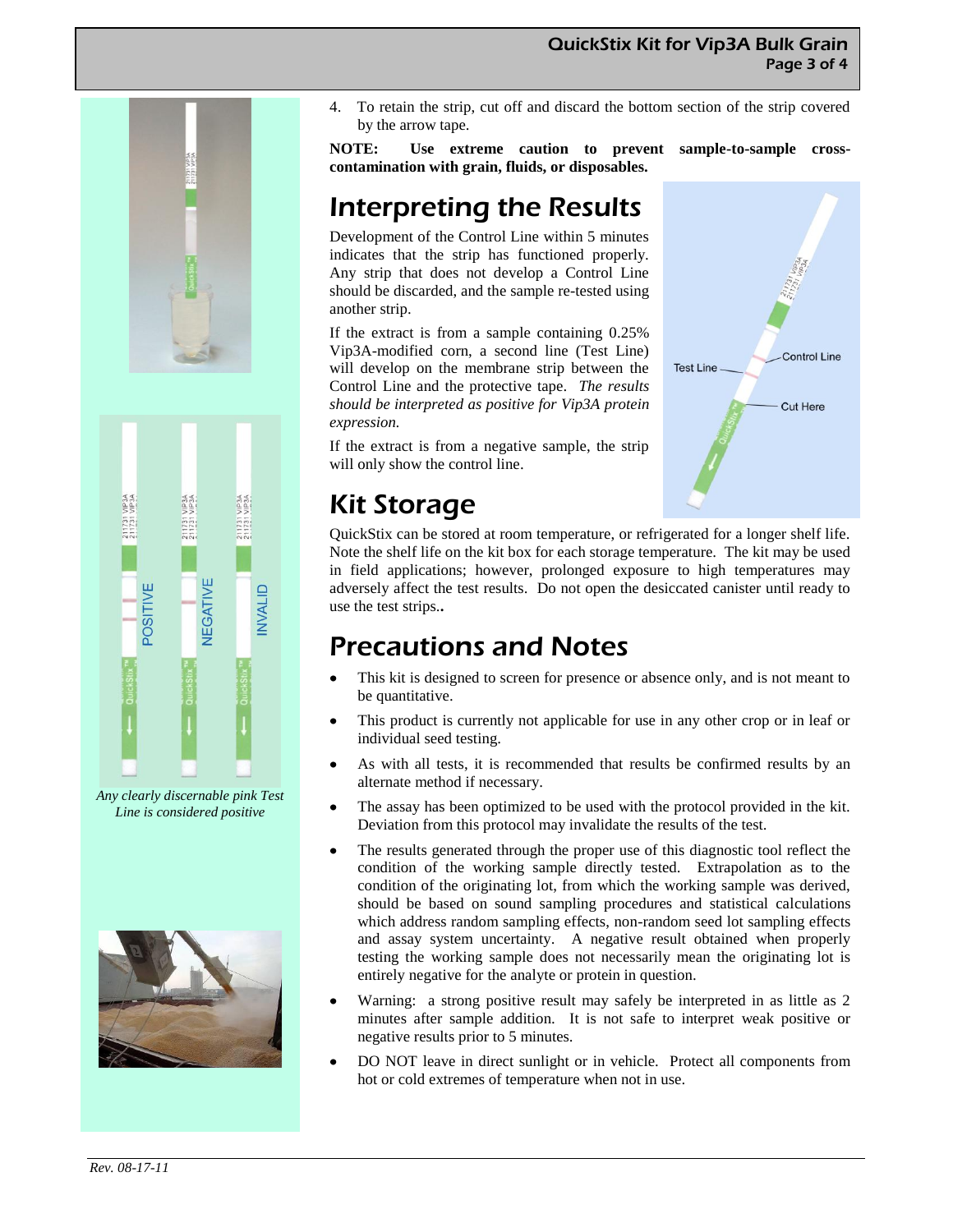4. To retain the strip, cut off and discard the bottom section of the strip covered by the arrow tape.

**NOTE: Use extreme caution to prevent sample-to-sample cross-contamination with grain, fluids, or disposables.**

# Interpreting the Results

Development of the Control Line within 5 minutes indicates that the strip has functioned properly. Any strip that does not develop a Control Line should be discarded, and the sample re-tested using another strip.

If the extract is from a sample containing 0.25% Vip3A-modified corn, a second line (Test Line) will develop on the membrane strip between the Control Line and the protective tape. *The results should be interpreted as positive for Vip3A protein expression.*

If the extract is from a negative sample, the strip will only show the control line.

*Any clearly discernable pink Test Line is considered positive*

# Kit Storage

QuickStix can be stored at room temperature, or refrigerated for a longer shelf life. Note the shelf life on the kit box for each storage temperature. The kit may be used in field applications; however, prolonged exposure to high temperatures may adversely affect the test results. Do not open the desiccated canister until ready to use the test strips..

# Precautions and Notes

- This kit is designed to screen for presence or absence only, and is not meant to be quantitative.
- This product is currently not applicable for use in any other crop or in leaf or individual seed testing.
- As with all tests, it is recommended that results be confirmed results by an alternate method if necessary.
- The assay has been optimized to be used with the protocol provided in the kit. Deviation from this protocol may invalidate the results of the test.
- The results generated through the proper use of this diagnostic tool reflect the condition of the working sample directly tested. Extrapolation as to the condition of the originating lot, from which the working sample was derived, should be based on sound sampling procedures and statistical calculations which address random sampling effects, non-random seed lot sampling effects and assay system uncertainty. A negative result obtained when properly testing the working sample does not necessarily mean the originating lot is entirely negative for the analyte or protein in question.
- Warning: a strong positive result may safely be interpreted in as little as 2 minutes after sample addition. It is not safe to interpret weak positive or negative results prior to 5 minutes.
- DO NOT leave in direct sunlight or in vehicle. Protect all components from hot or cold extremes of temperature when not in use.

*Rev. 08-17-11*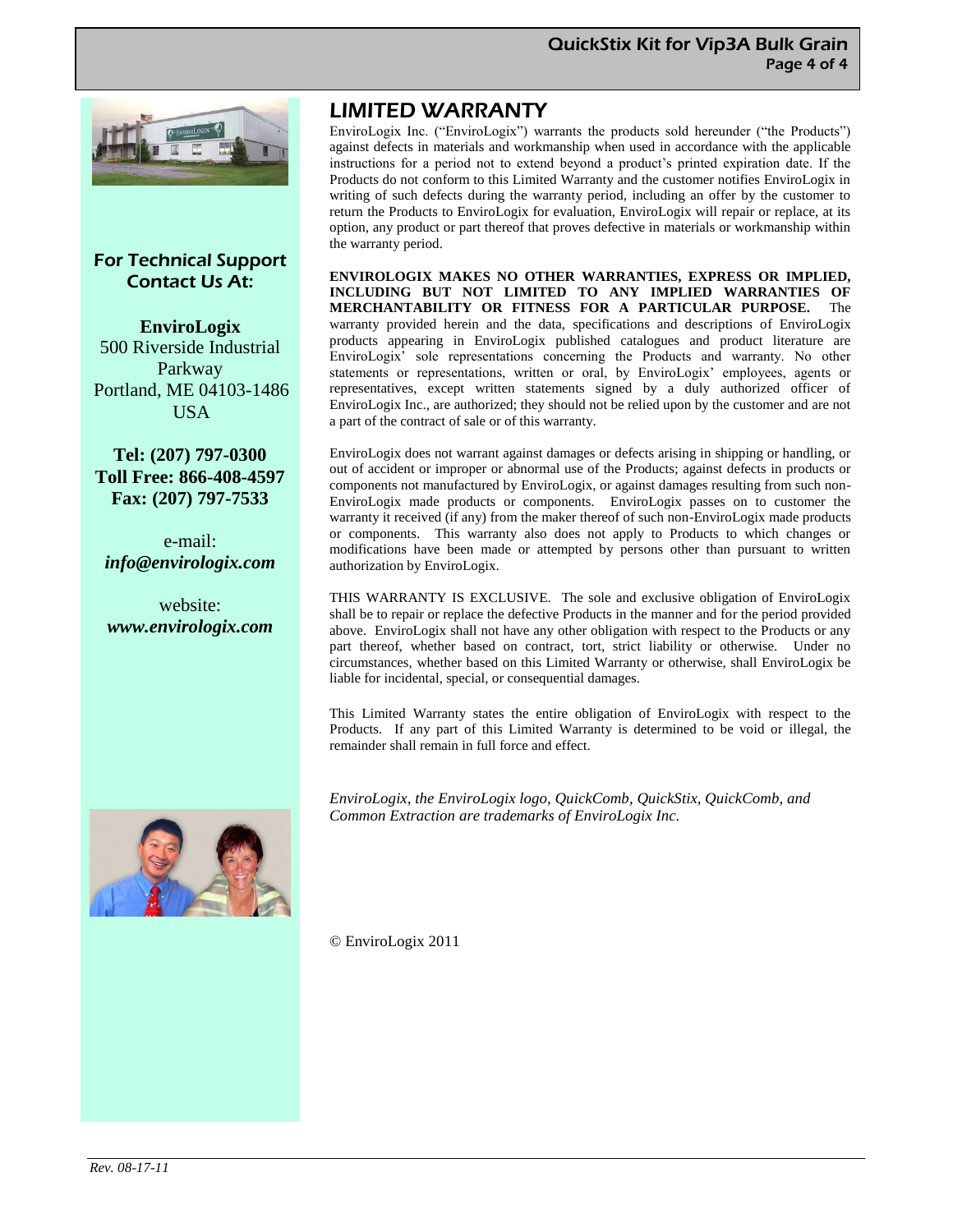**For Technical Support Contact Us At:**

**EnviroLogix**
500 Riverside Industrial Parkway
Portland, ME 04103-1486
USA

**Tel: (207) 797-0300**
**Toll Free: 866-408-4597**
**Fax: (207) 797-7533**

e-mail:
***info@envirologix.com***

website:
***www.envirologix.com***

## LIMITED WARRANTY

EnviroLogix Inc. ("EnviroLogix") warrants the products sold hereunder ("the Products") against defects in materials and workmanship when used in accordance with the applicable instructions for a period not to extend beyond a product's printed expiration date. If the Products do not conform to this Limited Warranty and the customer notifies EnviroLogix in writing of such defects during the warranty period, including an offer by the customer to return the Products to EnviroLogix for evaluation, EnviroLogix will repair or replace, at its option, any product or part thereof that proves defective in materials or workmanship within the warranty period.

**ENVIROLOGIX MAKES NO OTHER WARRANTIES, EXPRESS OR IMPLIED, INCLUDING BUT NOT LIMITED TO ANY IMPLIED WARRANTIES OF MERCHANTABILITY OR FITNESS FOR A PARTICULAR PURPOSE.** The warranty provided herein and the data, specifications and descriptions of EnviroLogix products appearing in EnviroLogix published catalogues and product literature are EnviroLogix' sole representations concerning the Products and warranty. No other statements or representations, written or oral, by EnviroLogix' employees, agents or representatives, except written statements signed by a duly authorized officer of EnviroLogix Inc., are authorized; they should not be relied upon by the customer and are not a part of the contract of sale or of this warranty.

EnviroLogix does not warrant against damages or defects arising in shipping or handling, or out of accident or improper or abnormal use of the Products; against defects in products or components not manufactured by EnviroLogix, or against damages resulting from such non-EnviroLogix made products or components. EnviroLogix passes on to customer the warranty it received (if any) from the maker thereof of such non-EnviroLogix made products or components. This warranty also does not apply to Products to which changes or modifications have been made or attempted by persons other than pursuant to written authorization by EnviroLogix.

THIS WARRANTY IS EXCLUSIVE. The sole and exclusive obligation of EnviroLogix shall be to repair or replace the defective Products in the manner and for the period provided above. EnviroLogix shall not have any other obligation with respect to the Products or any part thereof, whether based on contract, tort, strict liability or otherwise. Under no circumstances, whether based on this Limited Warranty or otherwise, shall EnviroLogix be liable for incidental, special, or consequential damages.

This Limited Warranty states the entire obligation of EnviroLogix with respect to the Products. If any part of this Limited Warranty is determined to be void or illegal, the remainder shall remain in full force and effect.

*EnviroLogix, the EnviroLogix logo, QuickComb, QuickStix, QuickComb, and Common Extraction are trademarks of EnviroLogix Inc.*

© EnviroLogix 2011

*Rev. 08-17-11*